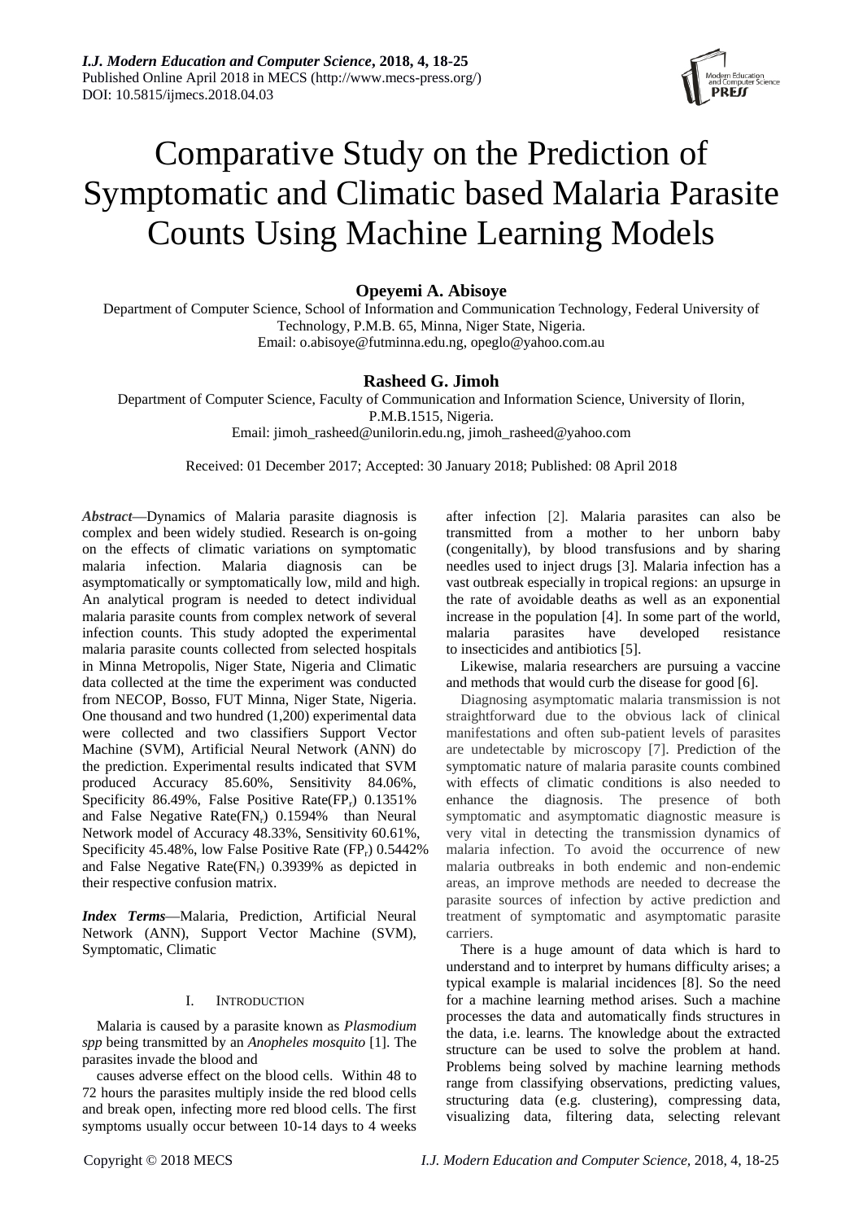*I.J. Modern Education and Computer Science*, **2018, 4, 18-25**
Published Online April 2018 in MECS (http://www.mecs-press.org/)
DOI: 10.5815/ijmecs.2018.04.03

# Comparative Study on the Prediction of Symptomatic and Climatic based Malaria Parasite Counts Using Machine Learning Models

**Opeyemi A. Abisoye**

Department of Computer Science, School of Information and Communication Technology, Federal University of Technology, P.M.B. 65, Minna, Niger State, Nigeria.
Email: o.abisoye@futminna.edu.ng, opeglo@yahoo.com.au

**Rasheed G. Jimoh**

Department of Computer Science, Faculty of Communication and Information Science, University of Ilorin, P.M.B.1515, Nigeria.
Email: jimoh_rasheed@unilorin.edu.ng, jimoh_rasheed@yahoo.com

Received: 01 December 2017; Accepted: 30 January 2018; Published: 08 April 2018

***Abstract***—Dynamics of Malaria parasite diagnosis is complex and been widely studied. Research is on-going on the effects of climatic variations on symptomatic malaria infection. Malaria diagnosis can be asymptomatically or symptomatically low, mild and high. An analytical program is needed to detect individual malaria parasite counts from complex network of several infection counts. This study adopted the experimental malaria parasite counts collected from selected hospitals in Minna Metropolis, Niger State, Nigeria and Climatic data collected at the time the experiment was conducted from NECOP, Bosso, FUT Minna, Niger State, Nigeria. One thousand and two hundred (1,200) experimental data were collected and two classifiers Support Vector Machine (SVM), Artificial Neural Network (ANN) do the prediction. Experimental results indicated that SVM produced Accuracy 85.60%, Sensitivity 84.06%, Specificity 86.49%, False Positive Rate($FP_r$) 0.1351% and False Negative Rate($FN_r$) 0.1594% than Neural Network model of Accuracy 48.33%, Sensitivity 60.61%, Specificity 45.48%, low False Positive Rate ($FP_r$) 0.5442% and False Negative Rate($FN_r$) 0.3939% as depicted in their respective confusion matrix.

***Index Terms***—Malaria, Prediction, Artificial Neural Network (ANN), Support Vector Machine (SVM), Symptomatic, Climatic

## I. Introduction

Malaria is caused by a parasite known as *Plasmodium spp* being transmitted by an *Anopheles mosquito* [1]. The parasites invade the blood and

causes adverse effect on the blood cells. Within 48 to 72 hours the parasites multiply inside the red blood cells and break open, infecting more red blood cells. The first symptoms usually occur between 10-14 days to 4 weeks after infection [2]. Malaria parasites can also be transmitted from a mother to her unborn baby (congenitally), by blood transfusions and by sharing needles used to inject drugs [3]. Malaria infection has a vast outbreak especially in tropical regions: an upsurge in the rate of avoidable deaths as well as an exponential increase in the population [4]. In some part of the world, malaria parasites have developed resistance to insecticides and antibiotics [5].

Likewise, malaria researchers are pursuing a vaccine and methods that would curb the disease for good [6].

Diagnosing asymptomatic malaria transmission is not straightforward due to the obvious lack of clinical manifestations and often sub-patient levels of parasites are undetectable by microscopy [7]. Prediction of the symptomatic nature of malaria parasite counts combined with effects of climatic conditions is also needed to enhance the diagnosis. The presence of both symptomatic and asymptomatic diagnostic measure is very vital in detecting the transmission dynamics of malaria infection. To avoid the occurrence of new malaria outbreaks in both endemic and non-endemic areas, an improve methods are needed to decrease the parasite sources of infection by active prediction and treatment of symptomatic and asymptomatic parasite carriers.

There is a huge amount of data which is hard to understand and to interpret by humans difficulty arises; a typical example is malarial incidences [8]. So the need for a machine learning method arises. Such a machine processes the data and automatically finds structures in the data, i.e. learns. The knowledge about the extracted structure can be used to solve the problem at hand. Problems being solved by machine learning methods range from classifying observations, predicting values, structuring data (e.g. clustering), compressing data, visualizing data, filtering data, selecting relevant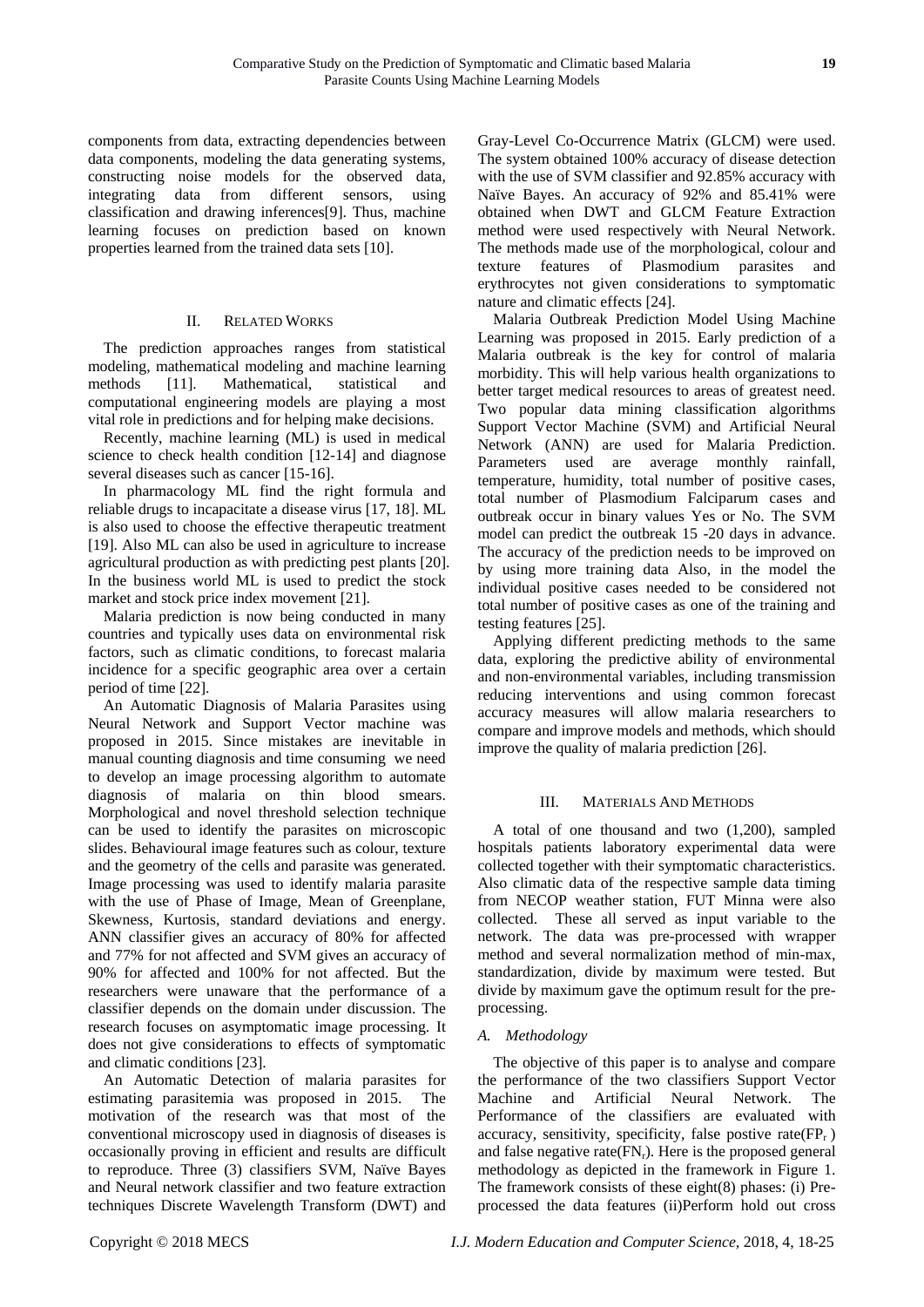components from data, extracting dependencies between data components, modeling the data generating systems, constructing noise models for the observed data, integrating data from different sensors, using classification and drawing inferences[9]. Thus, machine learning focuses on prediction based on known properties learned from the trained data sets [10].

## II. Related Works

The prediction approaches ranges from statistical modeling, mathematical modeling and machine learning methods [11]. Mathematical, statistical and computational engineering models are playing a most vital role in predictions and for helping make decisions.

Recently, machine learning (ML) is used in medical science to check health condition [12-14] and diagnose several diseases such as cancer [15-16].

In pharmacology ML find the right formula and reliable drugs to incapacitate a disease virus [17, 18]. ML is also used to choose the effective therapeutic treatment [19]. Also ML can also be used in agriculture to increase agricultural production as with predicting pest plants [20]. In the business world ML is used to predict the stock market and stock price index movement [21].

Malaria prediction is now being conducted in many countries and typically uses data on environmental risk factors, such as climatic conditions, to forecast malaria incidence for a specific geographic area over a certain period of time [22].

An Automatic Diagnosis of Malaria Parasites using Neural Network and Support Vector machine was proposed in 2015. Since mistakes are inevitable in manual counting diagnosis and time consuming we need to develop an image processing algorithm to automate diagnosis of malaria on thin blood smears. Morphological and novel threshold selection technique can be used to identify the parasites on microscopic slides. Behavioural image features such as colour, texture and the geometry of the cells and parasite was generated. Image processing was used to identify malaria parasite with the use of Phase of Image, Mean of Greenplane, Skewness, Kurtosis, standard deviations and energy. ANN classifier gives an accuracy of 80% for affected and 77% for not affected and SVM gives an accuracy of 90% for affected and 100% for not affected. But the researchers were unaware that the performance of a classifier depends on the domain under discussion. The research focuses on asymptomatic image processing. It does not give considerations to effects of symptomatic and climatic conditions [23].

An Automatic Detection of malaria parasites for estimating parasitemia was proposed in 2015. The motivation of the research was that most of the conventional microscopy used in diagnosis of diseases is occasionally proving in efficient and results are difficult to reproduce. Three (3) classifiers SVM, Naïve Bayes and Neural network classifier and two feature extraction techniques Discrete Wavelength Transform (DWT) and Gray-Level Co-Occurrence Matrix (GLCM) were used. The system obtained 100% accuracy of disease detection with the use of SVM classifier and 92.85% accuracy with Naïve Bayes. An accuracy of 92% and 85.41% were obtained when DWT and GLCM Feature Extraction method were used respectively with Neural Network. The methods made use of the morphological, colour and texture features of Plasmodium parasites and erythrocytes not given considerations to symptomatic nature and climatic effects [24].

Malaria Outbreak Prediction Model Using Machine Learning was proposed in 2015. Early prediction of a Malaria outbreak is the key for control of malaria morbidity. This will help various health organizations to better target medical resources to areas of greatest need. Two popular data mining classification algorithms Support Vector Machine (SVM) and Artificial Neural Network (ANN) are used for Malaria Prediction. Parameters used are average monthly rainfall, temperature, humidity, total number of positive cases, total number of Plasmodium Falciparum cases and outbreak occur in binary values Yes or No. The SVM model can predict the outbreak 15 -20 days in advance. The accuracy of the prediction needs to be improved on by using more training data Also, in the model the individual positive cases needed to be considered not total number of positive cases as one of the training and testing features [25].

Applying different predicting methods to the same data, exploring the predictive ability of environmental and non-environmental variables, including transmission reducing interventions and using common forecast accuracy measures will allow malaria researchers to compare and improve models and methods, which should improve the quality of malaria prediction [26].

## III. Materials And Methods

A total of one thousand and two (1,200), sampled hospitals patients laboratory experimental data were collected together with their symptomatic characteristics. Also climatic data of the respective sample data timing from NECOP weather station, FUT Minna were also collected. These all served as input variable to the network. The data was pre-processed with wrapper method and several normalization method of min-max, standardization, divide by maximum were tested. But divide by maximum gave the optimum result for the pre-processing.

### *A. Methodology*

The objective of this paper is to analyse and compare the performance of the two classifiers Support Vector Machine and Artificial Neural Network. The Performance of the classifiers are evaluated with accuracy, sensitivity, specificity, false postive rate($FP_r$) and false negative rate($FN_r$). Here is the proposed general methodology as depicted in the framework in Figure 1. The framework consists of these eight(8) phases: (i) Pre-processed the data features (ii)Perform hold out cross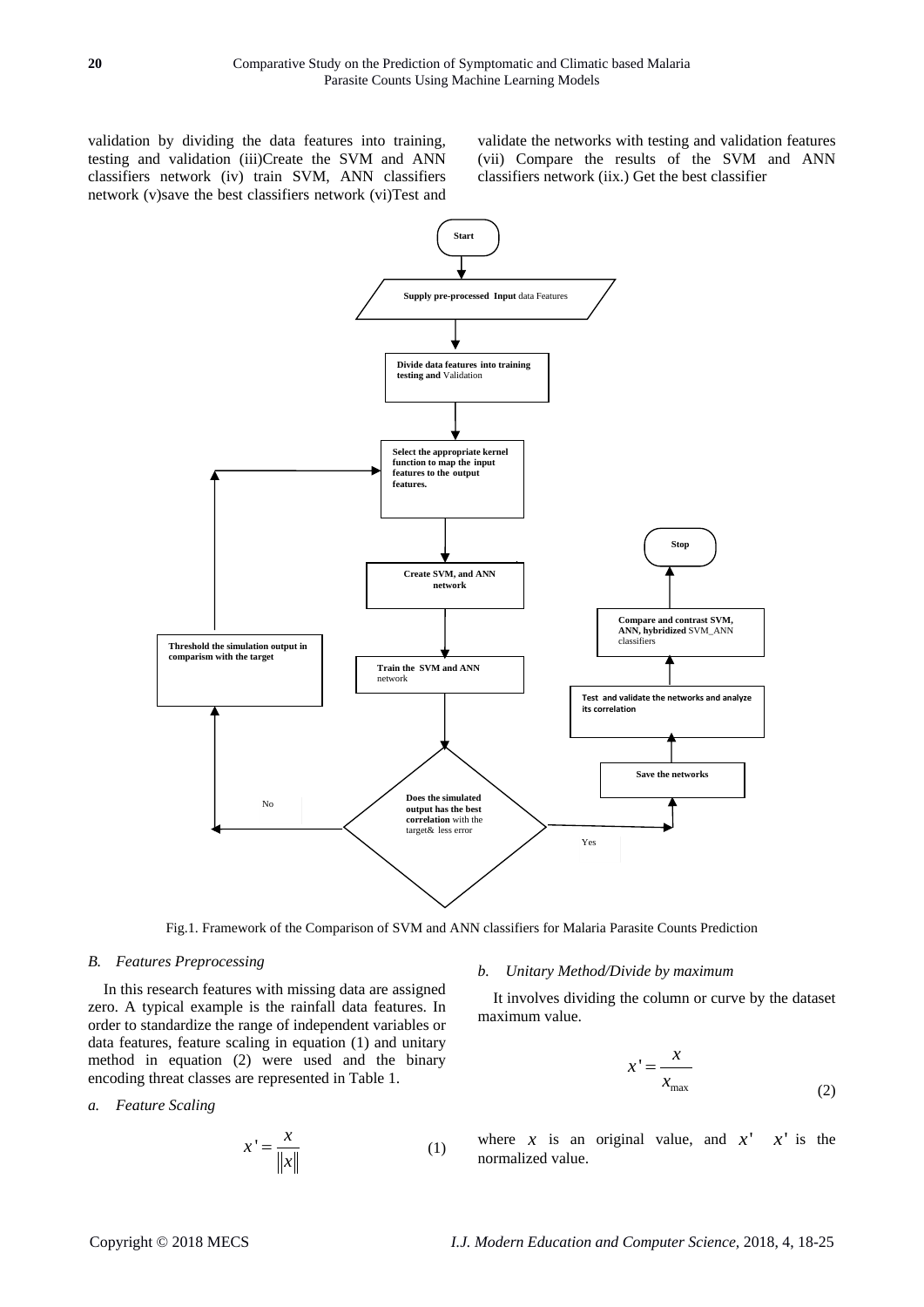validation by dividing the data features into training, testing and validation (iii)Create the SVM and ANN classifiers network (iv) train SVM, ANN classifiers network (v)save the best classifiers network (vi)Test and validate the networks with testing and validation features (vii) Compare the results of the SVM and ANN classifiers network (iix.) Get the best classifier

Start

Supply pre-processed Input data Features

Divide data features into training testing and Validation

Select the appropriate kernel function to map the input features to the output features.

Create SVM, and ANN network

Train the SVM and ANN network

Does the simulated output has the best correlation with the target& less error

No

Threshold the simulation output in comparism with the target

Yes

Save the networks

Test and validate the networks and analyze its correlation

Compare and contrast SVM, ANN, hybridized SVM_ANN classifiers

Stop

Fig.1. Framework of the Comparison of SVM and ANN classifiers for Malaria Parasite Counts Prediction

### *B. Features Preprocessing*

In this research features with missing data are assigned zero. A typical example is the rainfall data features. In order to standardize the range of independent variables or data features, feature scaling in equation (1) and unitary method in equation (2) were used and the binary encoding threat classes are represented in Table 1.

#### *a. Feature Scaling*

$$x' = \frac{x}{\|x\|} \tag{1}$$

#### *b. Unitary Method/Divide by maximum*

It involves dividing the column or curve by the dataset maximum value.

$$x' = \frac{x}{x_{\max}} \tag{2}$$

where $x$ is an original value, and $x'$ $x'$ is the normalized value.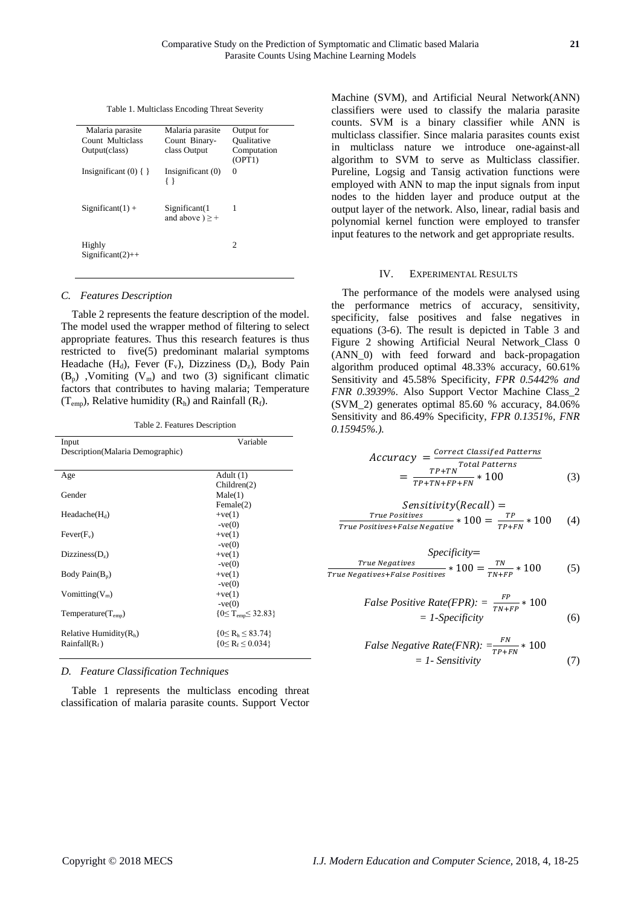Table 1. Multiclass Encoding Threat Severity

| Malaria parasite Count Multiclass Output(class) | Malaria parasite Count Binary-class Output | Output for Qualitative Computation (OPT1) |
|---|---|---|
| Insignificant (0) { } | Insignificant (0) { } | 0 |
| Significant(1) + | Significant(1 and above ) ≥ + | 1 |
| Highly Significant(2)++ | | 2 |

### C. Features Description

Table 2 represents the feature description of the model. The model used the wrapper method of filtering to select appropriate features. Thus this research features is thus restricted to five(5) predominant malarial symptoms Headache ($H_d$), Fever ($F_v$), Dizziness ($D_z$), Body Pain ($B_p$) ,Vomiting ($V_m$) and two (3) significant climatic factors that contributes to having malaria; Temperature ($T_{emp}$), Relative humidity ($R_h$) and Rainfall ($R_f$).

Table 2. Features Description

| Input Description(Malaria Demographic) | Variable |
|---|---|
| Age | Adult (1) Children(2) |
| Gender | Male(1) Female(2) |
| Headache($H_d$) | +ve(1) -ve(0) |
| Fever($F_v$) | +ve(1) -ve(0) |
| Dizziness($D_z$) | +ve(1) -ve(0) |
| Body Pain($B_p$) | +ve(1) -ve(0) |
| Vomitting($V_m$) | +ve(1) -ve(0) |
| Temperature($T_{emp}$) | $\{0 \leq T_{emp} \leq 32.83\}$ |
| Relative Humidity($R_h$) | $\{0 \leq R_h \leq 83.74\}$ |
| Rainfall($R_f$) | $\{0 \leq R_f \leq 0.034\}$ |

### D. Feature Classification Techniques

Table 1 represents the multiclass encoding threat classification of malaria parasite counts. Support Vector Machine (SVM), and Artificial Neural Network(ANN) classifiers were used to classify the malaria parasite counts. SVM is a binary classifier while ANN is multiclass classifier. Since malaria parasites counts exist in multiclass nature we introduce one-against-all algorithm to SVM to serve as Multiclass classifier. Pureline, Logsig and Tansig activation functions were employed with ANN to map the input signals from input nodes to the hidden layer and produce output at the output layer of the network. Also, linear, radial basis and polynomial kernel function were employed to transfer input features to the network and get appropriate results.

## IV. Experimental Results

The performance of the models were analysed using the performance metrics of accuracy, sensitivity, specificity, false positives and false negatives in equations (3-6). The result is depicted in Table 3 and Figure 2 showing Artificial Neural Network_Class 0 (ANN_0) with feed forward and back-propagation algorithm produced optimal 48.33% accuracy, 60.61% Sensitivity and 45.58% Specificity, *FPR 0.5442% and FNR 0.3939%*. Also Support Vector Machine Class_2 (SVM_2) generates optimal 85.60 % accuracy, 84.06% Sensitivity and 86.49% Specificity, *FPR 0.1351%, FNR 0.15945%.).*

$$Accuracy = \frac{Correct\ Classifed\ Patterns}{Total\ Patterns} = \frac{TP+TN}{TP+TN+FP+FN} * 100 \quad (3)$$

$$Sensitivity(Recall) = \frac{True\ Positives}{True\ Positives + False\ Negative} * 100 = \frac{TP}{TP+FN} * 100 \quad (4)$$

$$Specificity = \frac{True\ Negatives}{True\ Negatives + False\ Positives} * 100 = \frac{TN}{TN+FP} * 100 \quad (5)$$

$$False\ Positive\ Rate(FPR): = \frac{FP}{TN+FP} * 100 = 1\text{-}Specificity \quad (6)$$

$$False\ Negative\ Rate(FNR): = \frac{FN}{TP+FN} * 100 = 1\text{-}\ Sensitivity \quad (7)$$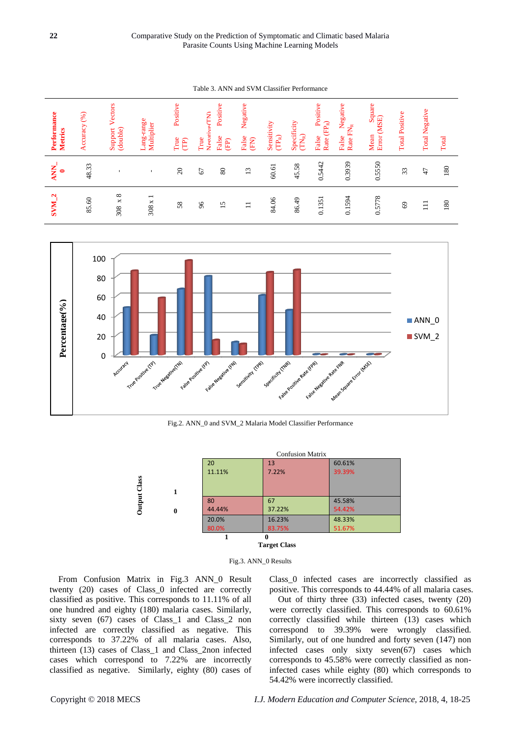Table 3. ANN and SVM Classifier Performance

| Performance Metrics | Accuracy (%) | Support Vectors (double) | Lang-range Multiplier | True Positive (TP) | True Negative(TN) | False Positive (FP) | False Negative (FN) | Sensitivity ($TP_R$) | Specificity ($TN_R$) | False Positive Rate ($FP_R$) | False Negative Rate $FN_R$ | Mean Square Error (MSE) | Total Positive | Total Negative | Total |
|---|---|---|---|---|---|---|---|---|---|---|---|---|---|---|---|
| ANN_0 | 48.33 | - | - | 20 | 67 | 80 | 13 | 60.61 | 45.58 | 0.5442 | 0.3939 | 0.5550 | 33 | 47 | 180 |
| SVM_2 | 85.60 | 308 x 8 | 308 x 1 | 58 | 96 | 15 | 11 | 84.06 | 86.49 | 0.1351 | 0.1594 | 0.5778 | 69 | 111 | 180 |

Fig.2. ANN_0 and SVM_2 Malaria Model Classifier Performance

Confusion Matrix

| Output Class \ Target Class | 1 | 0 | |
|---|---|---|---|
| 1 | 20<br>11.11% | 13<br>7.22% | 60.61%<br>39.39% |
| 0 | 80<br>44.44% | 67<br>37.22% | 45.58%<br>54.42% |
| | 20.0%<br>80.0% | 16.23%<br>83.75% | 48.33%<br>51.67% |

Fig.3. ANN_0 Results

From Confusion Matrix in Fig.3 ANN_0 Result twenty (20) cases of Class_0 infected are correctly classified as positive. This corresponds to 11.11% of all one hundred and eighty (180) malaria cases. Similarly, sixty seven (67) cases of Class_1 and Class_2 non infected are correctly classified as negative. This corresponds to 37.22% of all malaria cases. Also, thirteen (13) cases of Class_1 and Class_2non infected cases which correspond to 7.22% are incorrectly classified as negative. Similarly, eighty (80) cases of Class_0 infected cases are incorrectly classified as positive. This corresponds to 44.44% of all malaria cases.

Out of thirty three (33) infected cases, twenty (20) were correctly classified. This corresponds to 60.61% correctly classified while thirteen (13) cases which correspond to 39.39% were wrongly classified. Similarly, out of one hundred and forty seven (147) non infected cases only sixty seven(67) cases which corresponds to 45.58% were correctly classified as non-infected cases while eighty (80) which corresponds to 54.42% were incorrectly classified.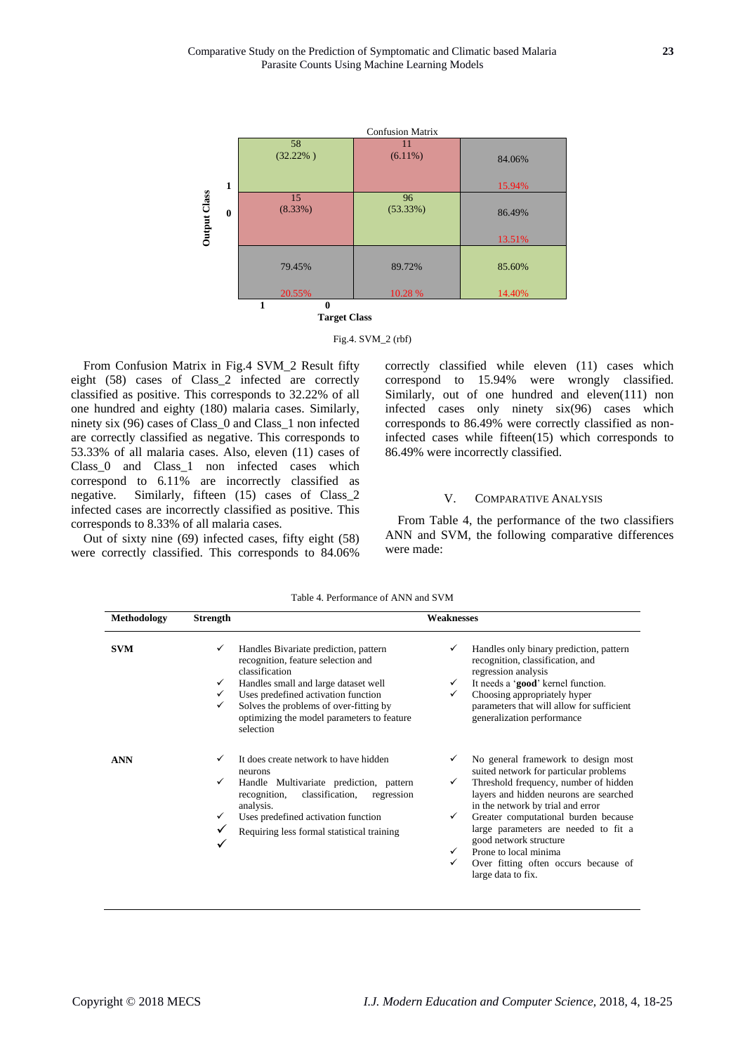Confusion Matrix

| Output Class | | | | |
|---|---|---|---|---|
| 1 | 58 (32.22%) | 11 (6.11%) | 84.06% 15.94% |
| 0 | 15 (8.33%) | 96 (53.33%) | 86.49% 13.51% |
| | 79.45% 20.55% | 89.72% 10.28 % | 85.60% 14.40% |
| | 1 | 0 | |
| | Target Class | | |

Fig.4. SVM_2 (rbf)

From Confusion Matrix in Fig.4 SVM_2 Result fifty eight (58) cases of Class_2 infected are correctly classified as positive. This corresponds to 32.22% of all one hundred and eighty (180) malaria cases. Similarly, ninety six (96) cases of Class_0 and Class_1 non infected are correctly classified as negative. This corresponds to 53.33% of all malaria cases. Also, eleven (11) cases of Class_0 and Class_1 non infected cases which correspond to 6.11% are incorrectly classified as negative. Similarly, fifteen (15) cases of Class_2 infected cases are incorrectly classified as positive. This corresponds to 8.33% of all malaria cases.

Out of sixty nine (69) infected cases, fifty eight (58) were correctly classified. This corresponds to 84.06% correctly classified while eleven (11) cases which correspond to 15.94% were wrongly classified. Similarly, out of one hundred and eleven(111) non infected cases only ninety six(96) cases which corresponds to 86.49% were correctly classified as non-infected cases while fifteen(15) which corresponds to 86.49% were incorrectly classified.

## V. Comparative Analysis

From Table 4, the performance of the two classifiers ANN and SVM, the following comparative differences were made:

Table 4. Performance of ANN and SVM

| Methodology | Strength | Weaknesses |
|---|---|---|
| **SVM** | ✓ Handles Bivariate prediction, pattern recognition, feature selection and classification<br>✓ Handles small and large dataset well<br>✓ Uses predefined activation function<br>✓ Solves the problems of over-fitting by optimizing the model parameters to feature selection | ✓ Handles only binary prediction, pattern recognition, classification, and regression analysis<br>✓ It needs a '**good**' kernel function.<br>✓ Choosing appropriately hyper parameters that will allow for sufficient generalization performance |
| **ANN** | ✓ It does create network to have hidden neurons<br>✓ Handle Multivariate prediction, pattern recognition, classification, regression analysis.<br>✓ Uses predefined activation function<br>✓ Requiring less formal statistical training<br>✓ | ✓ No general framework to design most suited network for particular problems<br>✓ Threshold frequency, number of hidden layers and hidden neurons are searched in the network by trial and error<br>✓ Greater computational burden because large parameters are needed to fit a good network structure<br>✓ Prone to local minima<br>✓ Over fitting often occurs because of large data to fix. |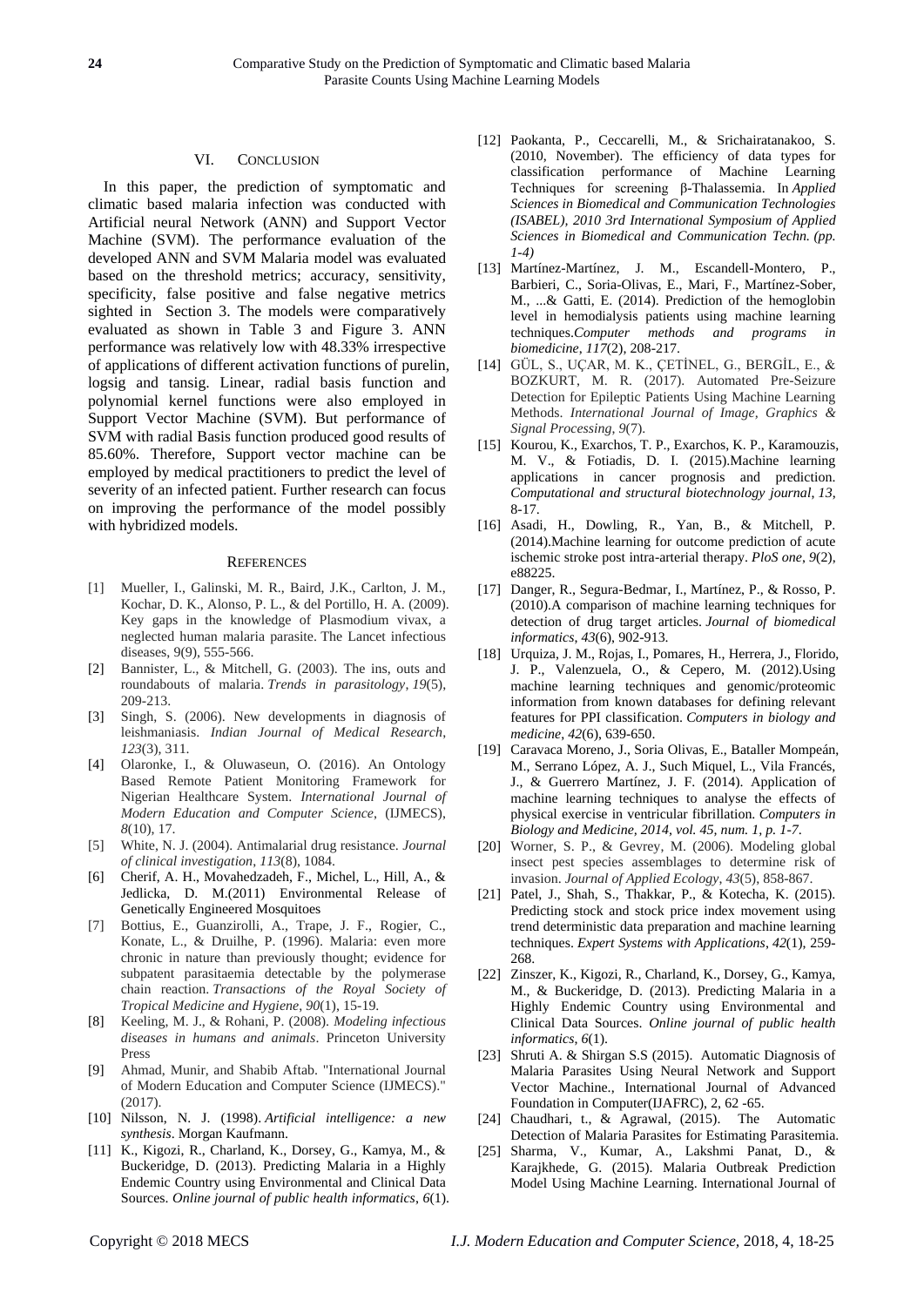## VI. Conclusion

In this paper, the prediction of symptomatic and climatic based malaria infection was conducted with Artificial neural Network (ANN) and Support Vector Machine (SVM). The performance evaluation of the developed ANN and SVM Malaria model was evaluated based on the threshold metrics; accuracy, sensitivity, specificity, false positive and false negative metrics sighted in Section 3. The models were comparatively evaluated as shown in Table 3 and Figure 3. ANN performance was relatively low with 48.33% irrespective of applications of different activation functions of purelin, logsig and tansig. Linear, radial basis function and polynomial kernel functions were also employed in Support Vector Machine (SVM). But performance of SVM with radial Basis function produced good results of 85.60%. Therefore, Support vector machine can be employed by medical practitioners to predict the level of severity of an infected patient. Further research can focus on improving the performance of the model possibly with hybridized models.

## References

[1] Mueller, I., Galinski, M. R., Baird, J.K., Carlton, J. M., Kochar, D. K., Alonso, P. L., & del Portillo, H. A. (2009). Key gaps in the knowledge of Plasmodium vivax, a neglected human malaria parasite. The Lancet infectious diseases, 9(9), 555-566.

[2] Bannister, L., & Mitchell, G. (2003). The ins, outs and roundabouts of malaria. *Trends in parasitology*, *19*(5), 209-213.

[3] Singh, S. (2006). New developments in diagnosis of leishmaniasis. *Indian Journal of Medical Research*, *123*(3), 311.

[4] Olaronke, I., & Oluwaseun, O. (2016). An Ontology Based Remote Patient Monitoring Framework for Nigerian Healthcare System. *International Journal of Modern Education and Computer Science*, (IJMECS), *8*(10), 17.

[5] White, N. J. (2004). Antimalarial drug resistance. *Journal of clinical investigation*, *113*(8), 1084.

[6] Cherif, A. H., Movahedzadeh, F., Michel, L., Hill, A., & Jedlicka, D. M.(2011) Environmental Release of Genetically Engineered Mosquitoes

[7] Bottius, E., Guanzirolli, A., Trape, J. F., Rogier, C., Konate, L., & Druilhe, P. (1996). Malaria: even more chronic in nature than previously thought; evidence for subpatent parasitaemia detectable by the polymerase chain reaction. *Transactions of the Royal Society of Tropical Medicine and Hygiene*, *90*(1), 15-19.

[8] Keeling, M. J., & Rohani, P. (2008). *Modeling infectious diseases in humans and animals*. Princeton University Press

[9] Ahmad, Munir, and Shabib Aftab. "International Journal of Modern Education and Computer Science (IJMECS)." (2017).

[10] Nilsson, N. J. (1998). *Artificial intelligence: a new synthesis*. Morgan Kaufmann.

[11] K., Kigozi, R., Charland, K., Dorsey, G., Kamya, M., & Buckeridge, D. (2013). Predicting Malaria in a Highly Endemic Country using Environmental and Clinical Data Sources. *Online journal of public health informatics*, *6*(1).

[12] Paokanta, P., Ceccarelli, M., & Srichairatanakoo, S. (2010, November). The efficiency of data types for classification performance of Machine Learning Techniques for screening β-Thalassemia. In *Applied Sciences in Biomedical and Communication Technologies (ISABEL), 2010 3rd International Symposium of Applied Sciences in Biomedical and Communication Techn.* (*pp. 1-4)*

[13] Martínez-Martínez, J. M., Escandell-Montero, P., Barbieri, C., Soria-Olivas, E., Mari, F., Martínez-Sober, M., ...& Gatti, E. (2014). Prediction of the hemoglobin level in hemodialysis patients using machine learning techniques.*Computer methods and programs in biomedicine*, *117*(2), 208-217.

[14] GÜL, S., UÇAR, M. K., ÇETİNEL, G., BERGİL, E., & BOZKURT, M. R. (2017). Automated Pre-Seizure Detection for Epileptic Patients Using Machine Learning Methods. *International Journal of Image, Graphics & Signal Processing*, *9*(7).

[15] Kourou, K., Exarchos, T. P., Exarchos, K. P., Karamouzis, M. V., & Fotiadis, D. I. (2015).Machine learning applications in cancer prognosis and prediction. *Computational and structural biotechnology journal*, *13*, 8-17.

[16] Asadi, H., Dowling, R., Yan, B., & Mitchell, P. (2014).Machine learning for outcome prediction of acute ischemic stroke post intra-arterial therapy. *PloS one*, *9*(2), e88225.

[17] Danger, R., Segura-Bedmar, I., Martínez, P., & Rosso, P. (2010).A comparison of machine learning techniques for detection of drug target articles. *Journal of biomedical informatics*, *43*(6), 902-913.

[18] Urquiza, J. M., Rojas, I., Pomares, H., Herrera, J., Florido, J. P., Valenzuela, O., & Cepero, M. (2012).Using machine learning techniques and genomic/proteomic information from known databases for defining relevant features for PPI classification. *Computers in biology and medicine*, *42*(6), 639-650.

[19] Caravaca Moreno, J., Soria Olivas, E., Bataller Mompeán, M., Serrano López, A. J., Such Miquel, L., Vila Francés, J., & Guerrero Martínez, J. F. (2014). Application of machine learning techniques to analyse the effects of physical exercise in ventricular fibrillation. *Computers in Biology and Medicine, 2014, vol. 45, num. 1, p. 1-7*.

[20] Worner, S. P., & Gevrey, M. (2006). Modeling global insect pest species assemblages to determine risk of invasion. *Journal of Applied Ecology*, *43*(5), 858-867.

[21] Patel, J., Shah, S., Thakkar, P., & Kotecha, K. (2015). Predicting stock and stock price index movement using trend deterministic data preparation and machine learning techniques. *Expert Systems with Applications*, *42*(1), 259-268.

[22] Zinszer, K., Kigozi, R., Charland, K., Dorsey, G., Kamya, M., & Buckeridge, D. (2013). Predicting Malaria in a Highly Endemic Country using Environmental and Clinical Data Sources. *Online journal of public health informatics*, *6*(1).

[23] Shruti A. & Shirgan S.S (2015). Automatic Diagnosis of Malaria Parasites Using Neural Network and Support Vector Machine., International Journal of Advanced Foundation in Computer(IJAFRC), 2, 62 -65.

[24] Chaudhari, t., & Agrawal, (2015). The Automatic Detection of Malaria Parasites for Estimating Parasitemia.

[25] Sharma, V., Kumar, A., Lakshmi Panat, D., & Karajkhede, G. (2015). Malaria Outbreak Prediction Model Using Machine Learning. International Journal of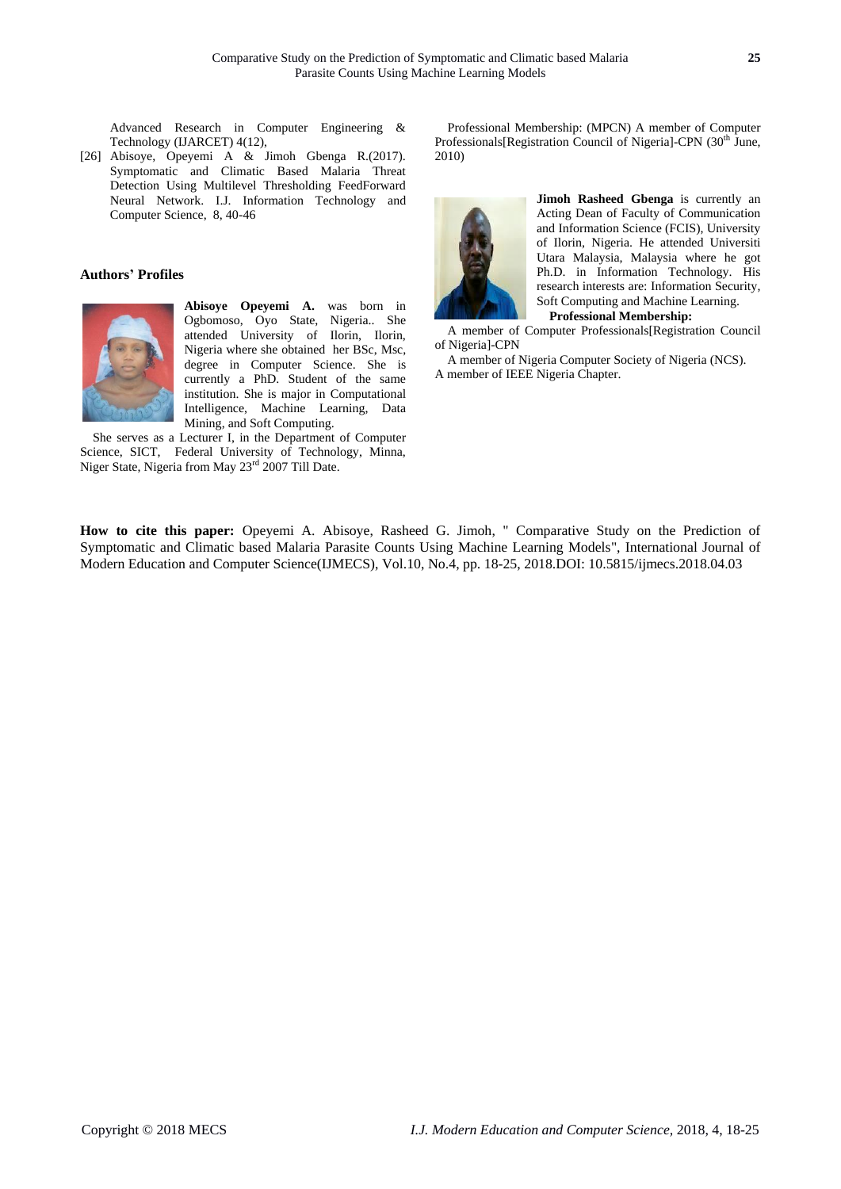Advanced Research in Computer Engineering & Technology (IJARCET) 4(12),

[26] Abisoye, Opeyemi A & Jimoh Gbenga R.(2017). Symptomatic and Climatic Based Malaria Threat Detection Using Multilevel Thresholding FeedForward Neural Network. I.J. Information Technology and Computer Science, 8, 40-46

## Authors' Profiles

**Abisoye Opeyemi A.** was born in Ogbomoso, Oyo State, Nigeria.. She attended University of Ilorin, Ilorin, Nigeria where she obtained her BSc, Msc, degree in Computer Science. She is currently a PhD. Student of the same institution. She is major in Computational Intelligence, Machine Learning, Data Mining, and Soft Computing.

She serves as a Lecturer I, in the Department of Computer Science, SICT, Federal University of Technology, Minna, Niger State, Nigeria from May 23rd 2007 Till Date.

Professional Membership: (MPCN) A member of Computer Professionals[Registration Council of Nigeria]-CPN (30th June, 2010)

**Jimoh Rasheed Gbenga** is currently an Acting Dean of Faculty of Communication and Information Science (FCIS), University of Ilorin, Nigeria. He attended Universiti Utara Malaysia, Malaysia where he got Ph.D. in Information Technology. His research interests are: Information Security, Soft Computing and Machine Learning.

**Professional Membership:**

A member of Computer Professionals[Registration Council of Nigeria]-CPN

A member of Nigeria Computer Society of Nigeria (NCS).
A member of IEEE Nigeria Chapter.

**How to cite this paper:** Opeyemi A. Abisoye, Rasheed G. Jimoh, " Comparative Study on the Prediction of Symptomatic and Climatic based Malaria Parasite Counts Using Machine Learning Models", International Journal of Modern Education and Computer Science(IJMECS), Vol.10, No.4, pp. 18-25, 2018.DOI: 10.5815/ijmecs.2018.04.03